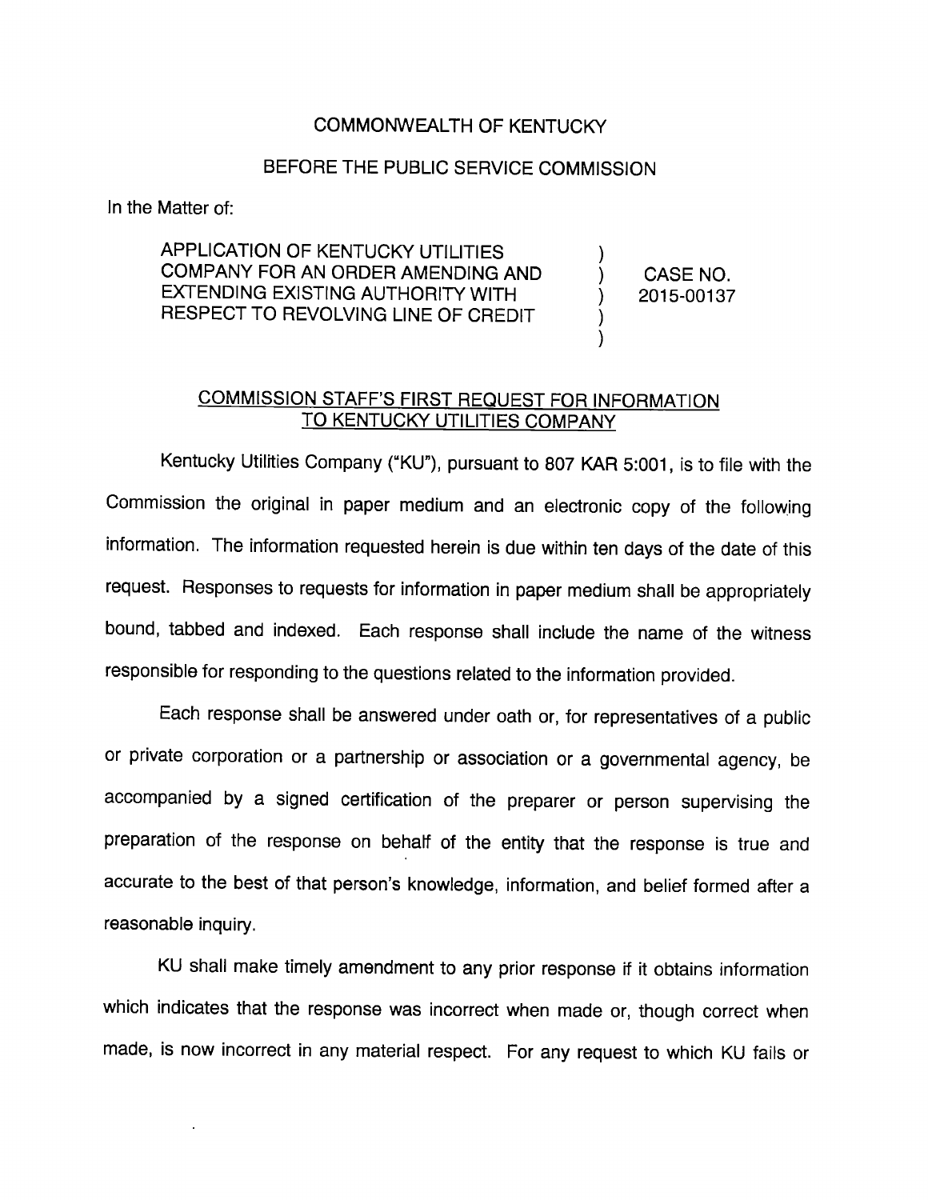COMMONWEALTH OF KENTUCKY

BEFORE THE PUBLIC SERVICE COMMISSION

In the Matter of:

| | | |
|---|---|---|
| APPLICATION OF KENTUCKY UTILITIES COMPANY FOR AN ORDER AMENDING AND EXTENDING EXISTING AUTHORITY WITH RESPECT TO REVOLVING LINE OF CREDIT | ) ) ) ) ) | CASE NO. 2015-00137 |

## COMMISSION STAFF'S FIRST REQUEST FOR INFORMATION TO KENTUCKY UTILITIES COMPANY

Kentucky Utilities Company ("KU"), pursuant to 807 KAR 5:001, is to file with the Commission the original in paper medium and an electronic copy of the following information. The information requested herein is due within ten days of the date of this request. Responses to requests for information in paper medium shall be appropriately bound, tabbed and indexed. Each response shall include the name of the witness responsible for responding to the questions related to the information provided.

Each response shall be answered under oath or, for representatives of a public or private corporation or a partnership or association or a governmental agency, be accompanied by a signed certification of the preparer or person supervising the preparation of the response on behalf of the entity that the response is true and accurate to the best of that person's knowledge, information, and belief formed after a reasonable inquiry.

KU shall make timely amendment to any prior response if it obtains information which indicates that the response was incorrect when made or, though correct when made, is now incorrect in any material respect. For any request to which KU fails or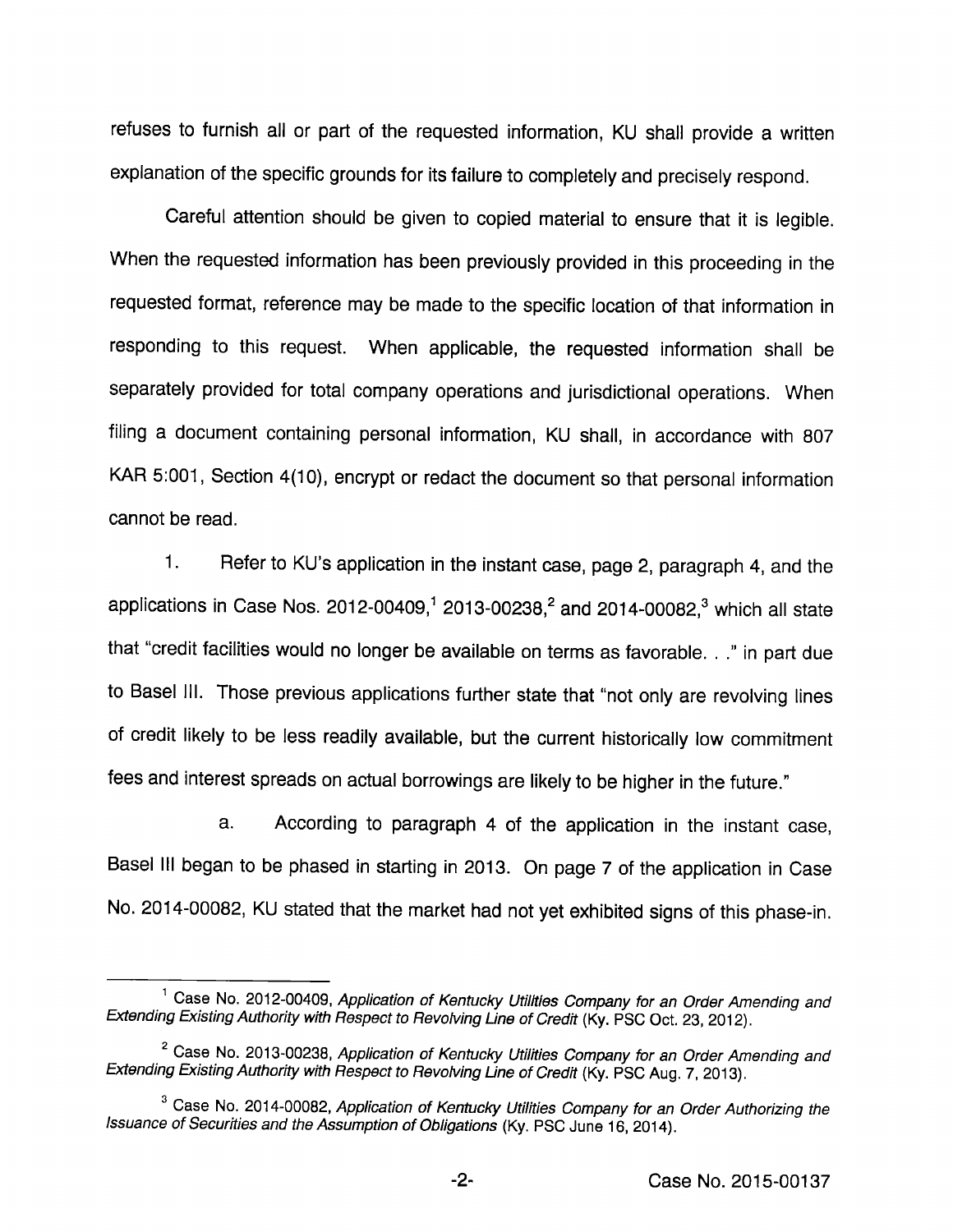refuses to furnish all or part of the requested information, KU shall provide a written explanation of the specific grounds for its failure to completely and precisely respond.

Careful attention should be given to copied material to ensure that it is legible. When the requested information has been previously provided in this proceeding in the requested format, reference may be made to the specific location of that information in responding to this request. When applicable, the requested information shall be separately provided for total company operations and jurisdictional operations. When filing a document containing personal information, KU shall, in accordance with 807 KAR 5:001, Section 4(10), encrypt or redact the document so that personal information cannot be read.

1. Refer to KU's application in the instant case, page 2, paragraph 4, and the applications in Case Nos. 2012-00409,[1] 2013-00238,[2] and 2014-00082,[3] which all state that "credit facilities would no longer be available on terms as favorable. . ." in part due to Basel III. Those previous applications further state that "not only are revolving lines of credit likely to be less readily available, but the current historically low commitment fees and interest spreads on actual borrowings are likely to be higher in the future."

a. According to paragraph 4 of the application in the instant case, Basel III began to be phased in starting in 2013. On page 7 of the application in Case No. 2014-00082, KU stated that the market had not yet exhibited signs of this phase-in.

---

[1] Case No. 2012-00409, *Application of Kentucky Utilities Company for an Order Amending and Extending Existing Authority with Respect to Revolving Line of Credit* (Ky. PSC Oct. 23, 2012).

[2] Case No. 2013-00238, *Application of Kentucky Utilities Company for an Order Amending and Extending Existing Authority with Respect to Revolving Line of Credit* (Ky. PSC Aug. 7, 2013).

[3] Case No. 2014-00082, *Application of Kentucky Utilities Company for an Order Authorizing the Issuance of Securities and the Assumption of Obligations* (Ky. PSC June 16, 2014).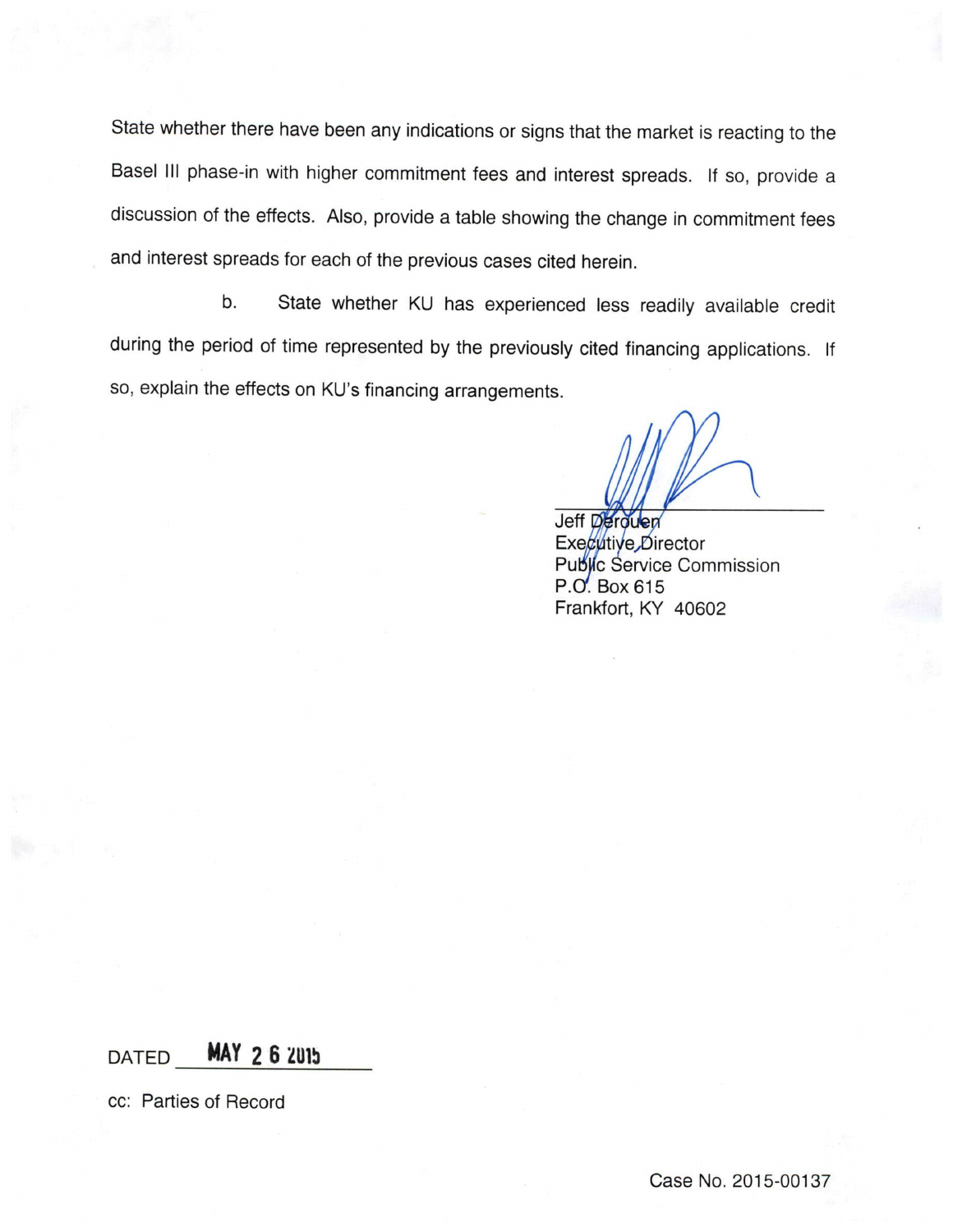State whether there have been any indications or signs that the market is reacting to the Basel III phase-in with higher commitment fees and interest spreads. If so, provide a discussion of the effects. Also, provide a table showing the change in commitment fees and interest spreads for each of the previous cases cited herein.

b. State whether KU has experienced less readily available credit during the period of time represented by the previously cited financing applications. If so, explain the effects on KU's financing arrangements.

Jeff Derouen
Executive Director
Public Service Commission
P.O. Box 615
Frankfort, KY 40602

DATED MAY 26 2015

cc: Parties of Record

Case No. 2015-00137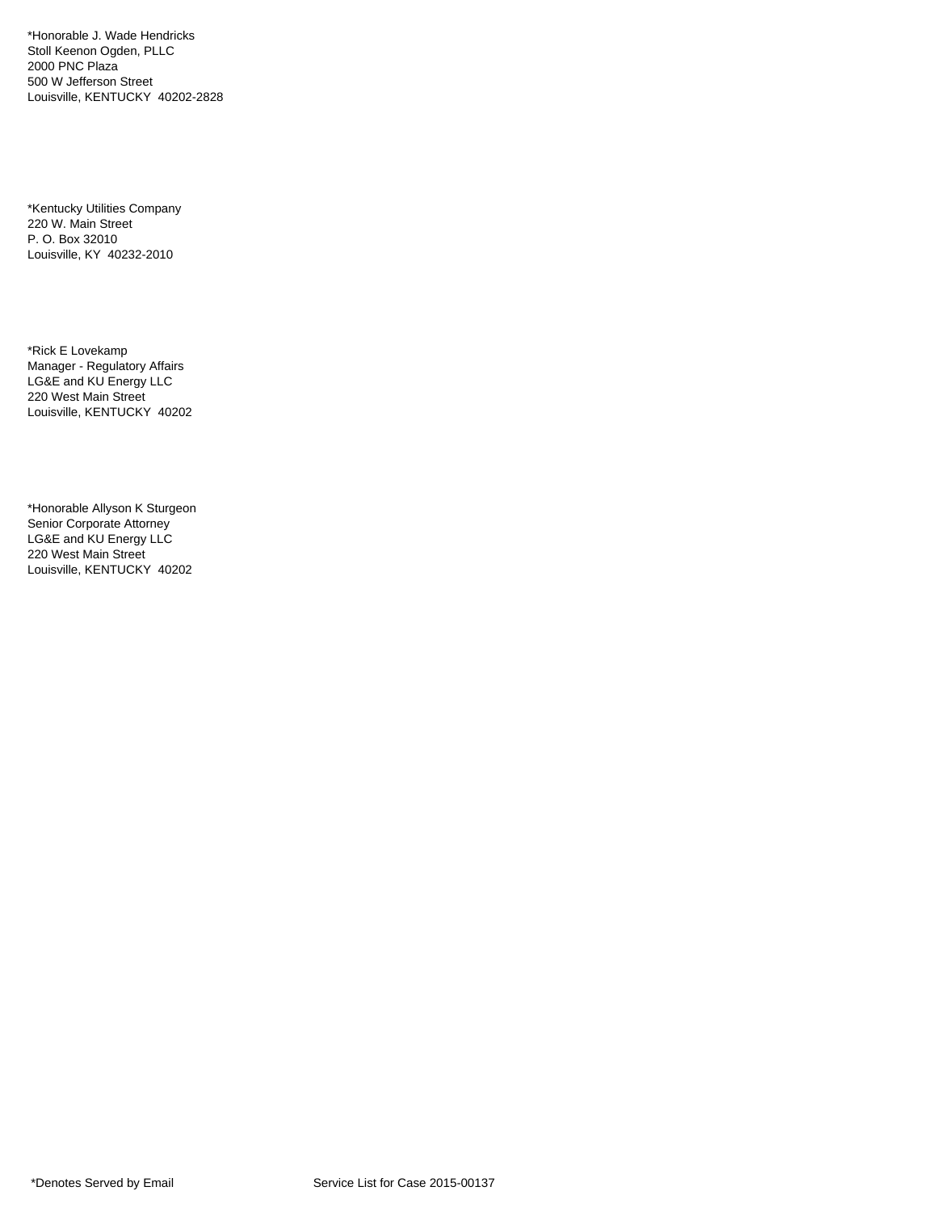*Honorable J. Wade Hendricks
Stoll Keenon Ogden, PLLC
2000 PNC Plaza
500 W Jefferson Street
Louisville, KENTUCKY 40202-2828

*Kentucky Utilities Company
220 W. Main Street
P. O. Box 32010
Louisville, KY 40232-2010

*Rick E Lovekamp
Manager - Regulatory Affairs
LG&E and KU Energy LLC
220 West Main Street
Louisville, KENTUCKY 40202

*Honorable Allyson K Sturgeon
Senior Corporate Attorney
LG&E and KU Energy LLC
220 West Main Street
Louisville, KENTUCKY 40202

*Denotes Served by Email

Service List for Case 2015-00137